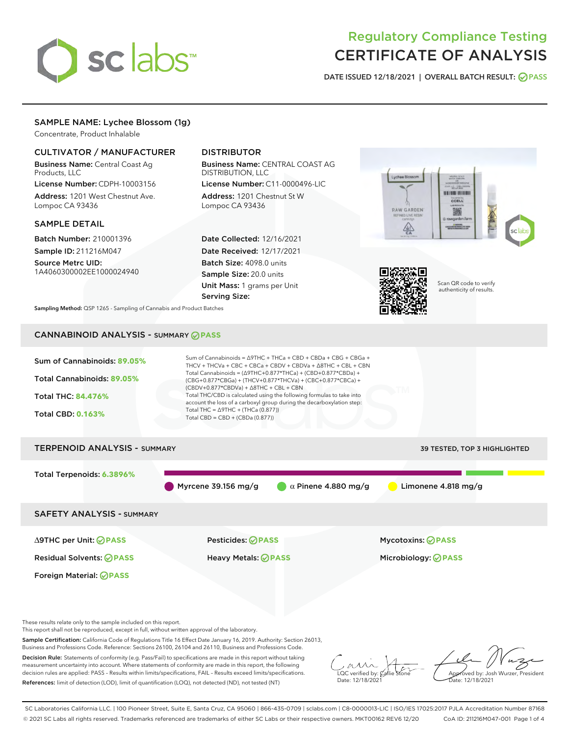# Regulatory Compliance Testing
# CERTIFICATE OF ANALYSIS

DATE ISSUED 12/18/2021 | OVERALL BATCH RESULT: PASS

## SAMPLE NAME: Lychee Blossom (1g)

Concentrate, Product Inhalable

### CULTIVATOR / MANUFACTURER

**Business Name:** Central Coast Ag Products, LLC
**License Number:** CDPH-10003156
**Address:** 1201 West Chestnut Ave. Lompoc CA 93436

### DISTRIBUTOR

**Business Name:** CENTRAL COAST AG DISTRIBUTION, LLC
**License Number:** C11-0000496-LIC
**Address:** 1201 Chestnut St W Lompoc CA 93436

### SAMPLE DETAIL

**Batch Number:** 210001396
**Sample ID:** 211216M047
**Source Metrc UID:** 1A4060300002EE1000024940

**Date Collected:** 12/16/2021
**Date Received:** 12/17/2021
**Batch Size:** 4098.0 units
**Sample Size:** 20.0 units
**Unit Mass:** 1 grams per Unit
**Serving Size:**

Scan QR code to verify authenticity of results.

**Sampling Method:** QSP 1265 - Sampling of Cannabis and Product Batches

## CANNABINOID ANALYSIS - SUMMARY PASS

Sum of Cannabinoids: **89.05%**

Total Cannabinoids: **89.05%**

Total THC: **84.476%**

Total CBD: **0.163%**

Sum of Cannabinoids = Δ9THC + THCa + CBD + CBDa + CBG + CBGa + THCV + THCVa + CBC + CBCa + CBDV + CBDVa + Δ8THC + CBL + CBN
Total Cannabinoids = (Δ9THC+0.877*THCa) + (CBD+0.877*CBDa) + (CBG+0.877*CBGa) + (THCV+0.877*THCVa) + (CBC+0.877*CBCa) + (CBDV+0.877*CBDVa) + Δ8THC + CBL + CBN
Total THC/CBD is calculated using the following formulas to take into account the loss of a carboxyl group during the decarboxylation step:
Total THC = Δ9THC + (THCa (0.877))
Total CBD = CBD + (CBDa (0.877))

## TERPENOID ANALYSIS - SUMMARY

39 TESTED, TOP 3 HIGHLIGHTED

Total Terpenoids: **6.3896%**

Myrcene 39.156 mg/g | α Pinene 4.880 mg/g | Limonene 4.818 mg/g

## SAFETY ANALYSIS - SUMMARY

| | | |
|---|---|---|
| Δ9THC per Unit: PASS | Pesticides: PASS | Mycotoxins: PASS |
| Residual Solvents: PASS | Heavy Metals: PASS | Microbiology: PASS |
| Foreign Material: PASS | | |

These results relate only to the sample included on this report.
This report shall not be reproduced, except in full, without written approval of the laboratory.

**Sample Certification:** California Code of Regulations Title 16 Effect Date January 16, 2019. Authority: Section 26013, Business and Professions Code. Reference: Sections 26100, 26104 and 26110, Business and Professions Code.

**Decision Rule:** Statements of conformity (e.g. Pass/Fail) to specifications are made in this report without taking measurement uncertainty into account. Where statements of conformity are made in this report, the following decision rules are applied: PASS – Results within limits/specifications, FAIL – Results exceed limits/specifications.

**References:** limit of detection (LOD), limit of quantification (LOQ), not detected (ND), not tested (NT)

LQC verified by: Callie Stone
Date: 12/18/2021

Approved by: Josh Wurzer, President
Date: 12/18/2021

SC Laboratories California LLC. | 100 Pioneer Street, Suite E, Santa Cruz, CA 95060 | 866-435-0709 | sclabs.com | C8-0000013-LIC | ISO/IES 17025:2017 PJLA Accreditation Number 87168
© 2021 SC Labs all rights reserved. Trademarks referenced are trademarks of either SC Labs or their respective owners. MKT00162 REV6 12/20 CoA ID: 211216M047-001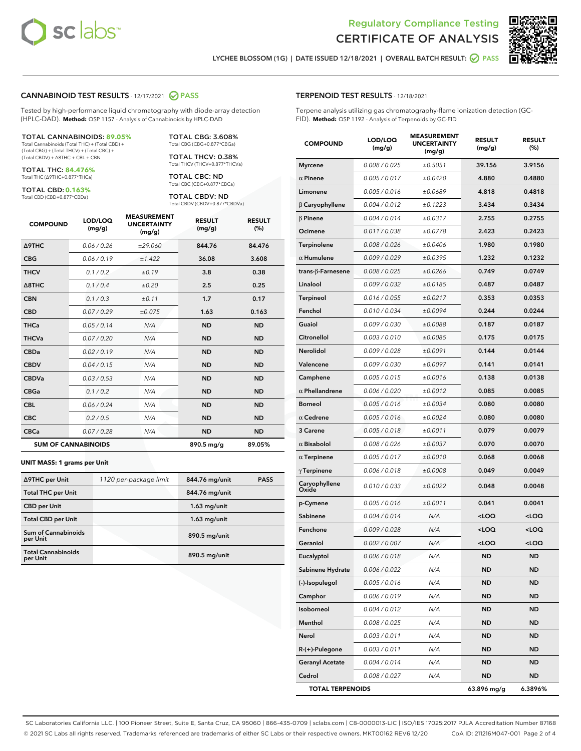# Regulatory Compliance Testing
# CERTIFICATE OF ANALYSIS

LYCHEE BLOSSOM (1G) | DATE ISSUED 12/18/2021 | OVERALL BATCH RESULT: PASS

## CANNABINOID TEST RESULTS - 12/17/2021 PASS

Tested by high-performance liquid chromatography with diode-array detection (HPLC-DAD). **Method:** QSP 1157 - Analysis of Cannabinoids by HPLC-DAD

**TOTAL CANNABINOIDS: 89.05%**
Total Cannabinoids (Total THC) + (Total CBD) + (Total CBG) + (Total THCV) + (Total CBC) + (Total CBDV) + Δ8THC + CBL + CBN

**TOTAL THC: 84.476%**
Total THC (Δ9THC+0.877*THCa)

**TOTAL CBD: 0.163%**
Total CBD (CBD+0.877*CBDa)

**TOTAL CBG: 3.608%**
Total CBG (CBG+0.877*CBGa)

**TOTAL THCV: 0.38%**
Total THCV (THCV+0.877*THCVa)

**TOTAL CBC: ND**
Total CBC (CBC+0.877*CBCa)

**TOTAL CBDV: ND**
Total CBDV (CBDV+0.877*CBDVa)

| COMPOUND | LOD/LOQ (mg/g) | MEASUREMENT UNCERTAINTY (mg/g) | RESULT (mg/g) | RESULT (%) |
|---|---|---|---|---|
| Δ9THC | 0.06 / 0.26 | ±29.060 | 844.76 | 84.476 |
| CBG | 0.06 / 0.19 | ±1.422 | 36.08 | 3.608 |
| THCV | 0.1 / 0.2 | ±0.19 | 3.8 | 0.38 |
| Δ8THC | 0.1 / 0.4 | ±0.20 | 2.5 | 0.25 |
| CBN | 0.1 / 0.3 | ±0.11 | 1.7 | 0.17 |
| CBD | 0.07 / 0.29 | ±0.075 | 1.63 | 0.163 |
| THCa | 0.05 / 0.14 | N/A | ND | ND |
| THCVa | 0.07 / 0.20 | N/A | ND | ND |
| CBDa | 0.02 / 0.19 | N/A | ND | ND |
| CBDV | 0.04 / 0.15 | N/A | ND | ND |
| CBDVa | 0.03 / 0.53 | N/A | ND | ND |
| CBGa | 0.1 / 0.2 | N/A | ND | ND |
| CBL | 0.06 / 0.24 | N/A | ND | ND |
| CBC | 0.2 / 0.5 | N/A | ND | ND |
| CBCa | 0.07 / 0.28 | N/A | ND | ND |
| **SUM OF CANNABINOIDS** | | | 890.5 mg/g | 89.05% |

**UNIT MASS: 1 grams per Unit**

| | | | |
|---|---|---|---|
| Δ9THC per Unit | 1120 per-package limit | 844.76 mg/unit | PASS |
| Total THC per Unit | | 844.76 mg/unit | |
| CBD per Unit | | 1.63 mg/unit | |
| Total CBD per Unit | | 1.63 mg/unit | |
| Sum of Cannabinoids per Unit | | 890.5 mg/unit | |
| Total Cannabinoids per Unit | | 890.5 mg/unit | |

## TERPENOID TEST RESULTS - 12/18/2021

Terpene analysis utilizing gas chromatography-flame ionization detection (GC-FID). **Method:** QSP 1192 - Analysis of Terpenoids by GC-FID

| COMPOUND | LOD/LOQ (mg/g) | MEASUREMENT UNCERTAINTY (mg/g) | RESULT (mg/g) | RESULT (%) |
|---|---|---|---|---|
| Myrcene | 0.008 / 0.025 | ±0.5051 | 39.156 | 3.9156 |
| α Pinene | 0.005 / 0.017 | ±0.0420 | 4.880 | 0.4880 |
| Limonene | 0.005 / 0.016 | ±0.0689 | 4.818 | 0.4818 |
| β Caryophyllene | 0.004 / 0.012 | ±0.1223 | 3.434 | 0.3434 |
| β Pinene | 0.004 / 0.014 | ±0.0317 | 2.755 | 0.2755 |
| Ocimene | 0.011 / 0.038 | ±0.0778 | 2.423 | 0.2423 |
| Terpinolene | 0.008 / 0.026 | ±0.0406 | 1.980 | 0.1980 |
| α Humulene | 0.009 / 0.029 | ±0.0395 | 1.232 | 0.1232 |
| trans-β-Farnesene | 0.008 / 0.025 | ±0.0266 | 0.749 | 0.0749 |
| Linalool | 0.009 / 0.032 | ±0.0185 | 0.487 | 0.0487 |
| Terpineol | 0.016 / 0.055 | ±0.0217 | 0.353 | 0.0353 |
| Fenchol | 0.010 / 0.034 | ±0.0094 | 0.244 | 0.0244 |
| Guaiol | 0.009 / 0.030 | ±0.0088 | 0.187 | 0.0187 |
| Citronellol | 0.003 / 0.010 | ±0.0085 | 0.175 | 0.0175 |
| Nerolidol | 0.009 / 0.028 | ±0.0091 | 0.144 | 0.0144 |
| Valencene | 0.009 / 0.030 | ±0.0097 | 0.141 | 0.0141 |
| Camphene | 0.005 / 0.015 | ±0.0016 | 0.138 | 0.0138 |
| α Phellandrene | 0.006 / 0.020 | ±0.0012 | 0.085 | 0.0085 |
| Borneol | 0.005 / 0.016 | ±0.0034 | 0.080 | 0.0080 |
| α Cedrene | 0.005 / 0.016 | ±0.0024 | 0.080 | 0.0080 |
| 3 Carene | 0.005 / 0.018 | ±0.0011 | 0.079 | 0.0079 |
| α Bisabolol | 0.008 / 0.026 | ±0.0037 | 0.070 | 0.0070 |
| α Terpinene | 0.005 / 0.017 | ±0.0010 | 0.068 | 0.0068 |
| γ Terpinene | 0.006 / 0.018 | ±0.0008 | 0.049 | 0.0049 |
| Caryophyllene Oxide | 0.010 / 0.033 | ±0.0022 | 0.048 | 0.0048 |
| p-Cymene | 0.005 / 0.016 | ±0.0011 | 0.041 | 0.0041 |
| Sabinene | 0.004 / 0.014 | N/A | <LOQ | <LOQ |
| Fenchone | 0.009 / 0.028 | N/A | <LOQ | <LOQ |
| Geraniol | 0.002 / 0.007 | N/A | <LOQ | <LOQ |
| Eucalyptol | 0.006 / 0.018 | N/A | ND | ND |
| Sabinene Hydrate | 0.006 / 0.022 | N/A | ND | ND |
| (-)-Isopulegol | 0.005 / 0.016 | N/A | ND | ND |
| Camphor | 0.006 / 0.019 | N/A | ND | ND |
| Isoborneol | 0.004 / 0.012 | N/A | ND | ND |
| Menthol | 0.008 / 0.025 | N/A | ND | ND |
| Nerol | 0.003 / 0.011 | N/A | ND | ND |
| R-(+)-Pulegone | 0.003 / 0.011 | N/A | ND | ND |
| Geranyl Acetate | 0.004 / 0.014 | N/A | ND | ND |
| Cedrol | 0.008 / 0.027 | N/A | ND | ND |
| **TOTAL TERPENOIDS** | | | 63.896 mg/g | 6.3896% |

SC Laboratories California LLC. | 100 Pioneer Street, Suite E, Santa Cruz, CA 95060 | 866-435-0709 | sclabs.com | C8-0000013-LIC | ISO/IES 17025:2017 PJLA Accreditation Number 87168
© 2021 SC Labs all rights reserved. Trademarks referenced are trademarks of either SC Labs or their respective owners. MKT00162 REV6 12/20 CoA ID: 211216M047-001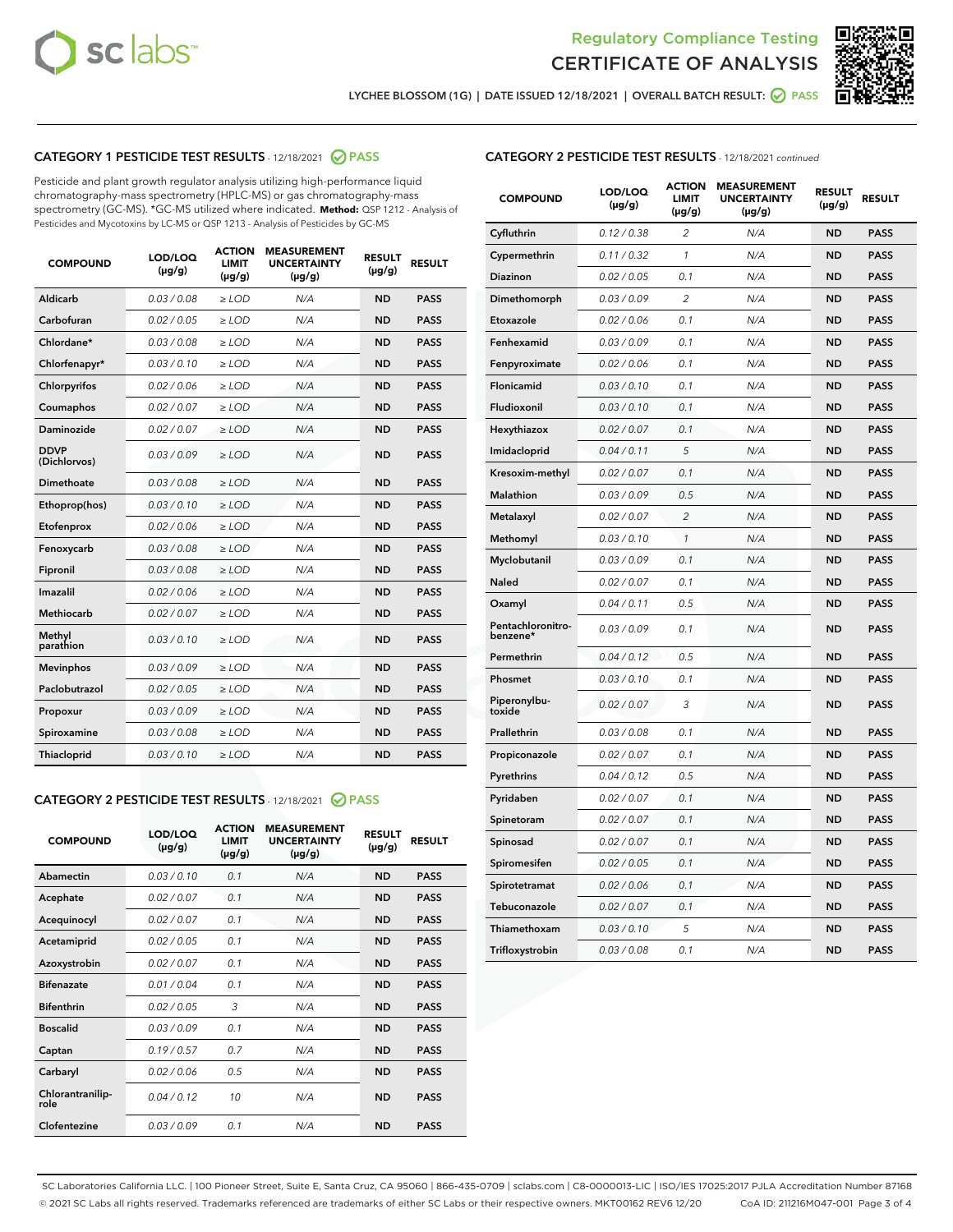Regulatory Compliance Testing

CERTIFICATE OF ANALYSIS

LYCHEE BLOSSOM (1G) | DATE ISSUED 12/18/2021 | OVERALL BATCH RESULT: PASS

## CATEGORY 1 PESTICIDE TEST RESULTS - 12/18/2021 PASS

Pesticide and plant growth regulator analysis utilizing high-performance liquid chromatography-mass spectrometry (HPLC-MS) or gas chromatography-mass spectrometry (GC-MS). *GC-MS utilized where indicated. **Method:** QSP 1212 - Analysis of Pesticides and Mycotoxins by LC-MS or QSP 1213 - Analysis of Pesticides by GC-MS

| COMPOUND | LOD/LOQ (µg/g) | ACTION LIMIT (µg/g) | MEASUREMENT UNCERTAINTY (µg/g) | RESULT (µg/g) | RESULT |
|---|---|---|---|---|---|
| Aldicarb | 0.03 / 0.08 | ≥ LOD | N/A | ND | PASS |
| Carbofuran | 0.02 / 0.05 | ≥ LOD | N/A | ND | PASS |
| Chlordane* | 0.03 / 0.08 | ≥ LOD | N/A | ND | PASS |
| Chlorfenapyr* | 0.03 / 0.10 | ≥ LOD | N/A | ND | PASS |
| Chlorpyrifos | 0.02 / 0.06 | ≥ LOD | N/A | ND | PASS |
| Coumaphos | 0.02 / 0.07 | ≥ LOD | N/A | ND | PASS |
| Daminozide | 0.02 / 0.07 | ≥ LOD | N/A | ND | PASS |
| DDVP (Dichlorvos) | 0.03 / 0.09 | ≥ LOD | N/A | ND | PASS |
| Dimethoate | 0.03 / 0.08 | ≥ LOD | N/A | ND | PASS |
| Ethoprop(hos) | 0.03 / 0.10 | ≥ LOD | N/A | ND | PASS |
| Etofenprox | 0.02 / 0.06 | ≥ LOD | N/A | ND | PASS |
| Fenoxycarb | 0.03 / 0.08 | ≥ LOD | N/A | ND | PASS |
| Fipronil | 0.03 / 0.08 | ≥ LOD | N/A | ND | PASS |
| Imazalil | 0.02 / 0.06 | ≥ LOD | N/A | ND | PASS |
| Methiocarb | 0.02 / 0.07 | ≥ LOD | N/A | ND | PASS |
| Methyl parathion | 0.03 / 0.10 | ≥ LOD | N/A | ND | PASS |
| Mevinphos | 0.03 / 0.09 | ≥ LOD | N/A | ND | PASS |
| Paclobutrazol | 0.02 / 0.05 | ≥ LOD | N/A | ND | PASS |
| Propoxur | 0.03 / 0.09 | ≥ LOD | N/A | ND | PASS |
| Spiroxamine | 0.03 / 0.08 | ≥ LOD | N/A | ND | PASS |
| Thiacloprid | 0.03 / 0.10 | ≥ LOD | N/A | ND | PASS |

## CATEGORY 2 PESTICIDE TEST RESULTS - 12/18/2021 PASS

| COMPOUND | LOD/LOQ (µg/g) | ACTION LIMIT (µg/g) | MEASUREMENT UNCERTAINTY (µg/g) | RESULT (µg/g) | RESULT |
|---|---|---|---|---|---|
| Abamectin | 0.03 / 0.10 | 0.1 | N/A | ND | PASS |
| Acephate | 0.02 / 0.07 | 0.1 | N/A | ND | PASS |
| Acequinocyl | 0.02 / 0.07 | 0.1 | N/A | ND | PASS |
| Acetamiprid | 0.02 / 0.05 | 0.1 | N/A | ND | PASS |
| Azoxystrobin | 0.02 / 0.07 | 0.1 | N/A | ND | PASS |
| Bifenazate | 0.01 / 0.04 | 0.1 | N/A | ND | PASS |
| Bifenthrin | 0.02 / 0.05 | 3 | N/A | ND | PASS |
| Boscalid | 0.03 / 0.09 | 0.1 | N/A | ND | PASS |
| Captan | 0.19 / 0.57 | 0.7 | N/A | ND | PASS |
| Carbaryl | 0.02 / 0.06 | 0.5 | N/A | ND | PASS |
| Chlorantraniliprole | 0.04 / 0.12 | 10 | N/A | ND | PASS |
| Clofentezine | 0.03 / 0.09 | 0.1 | N/A | ND | PASS |
| Cyfluthrin | 0.12 / 0.38 | 2 | N/A | ND | PASS |
| Cypermethrin | 0.11 / 0.32 | 1 | N/A | ND | PASS |
| Diazinon | 0.02 / 0.05 | 0.1 | N/A | ND | PASS |
| Dimethomorph | 0.03 / 0.09 | 2 | N/A | ND | PASS |
| Etoxazole | 0.02 / 0.06 | 0.1 | N/A | ND | PASS |
| Fenhexamid | 0.03 / 0.09 | 0.1 | N/A | ND | PASS |
| Fenpyroximate | 0.02 / 0.06 | 0.1 | N/A | ND | PASS |
| Flonicamid | 0.03 / 0.10 | 0.1 | N/A | ND | PASS |
| Fludioxonil | 0.03 / 0.10 | 0.1 | N/A | ND | PASS |
| Hexythiazox | 0.02 / 0.07 | 0.1 | N/A | ND | PASS |
| Imidacloprid | 0.04 / 0.11 | 5 | N/A | ND | PASS |
| Kresoxim-methyl | 0.02 / 0.07 | 0.1 | N/A | ND | PASS |
| Malathion | 0.03 / 0.09 | 0.5 | N/A | ND | PASS |
| Metalaxyl | 0.02 / 0.07 | 2 | N/A | ND | PASS |
| Methomyl | 0.03 / 0.10 | 1 | N/A | ND | PASS |
| Myclobutanil | 0.03 / 0.09 | 0.1 | N/A | ND | PASS |
| Naled | 0.02 / 0.07 | 0.1 | N/A | ND | PASS |
| Oxamyl | 0.04 / 0.11 | 0.5 | N/A | ND | PASS |
| Pentachloronitrobenzene* | 0.03 / 0.09 | 0.1 | N/A | ND | PASS |
| Permethrin | 0.04 / 0.12 | 0.5 | N/A | ND | PASS |
| Phosmet | 0.03 / 0.10 | 0.1 | N/A | ND | PASS |
| Piperonylbutoxide | 0.02 / 0.07 | 3 | N/A | ND | PASS |
| Prallethrin | 0.03 / 0.08 | 0.1 | N/A | ND | PASS |
| Propiconazole | 0.02 / 0.07 | 0.1 | N/A | ND | PASS |
| Pyrethrins | 0.04 / 0.12 | 0.5 | N/A | ND | PASS |
| Pyridaben | 0.02 / 0.07 | 0.1 | N/A | ND | PASS |
| Spinetoram | 0.02 / 0.07 | 0.1 | N/A | ND | PASS |
| Spinosad | 0.02 / 0.07 | 0.1 | N/A | ND | PASS |
| Spiromesifen | 0.02 / 0.05 | 0.1 | N/A | ND | PASS |
| Spirotetramat | 0.02 / 0.06 | 0.1 | N/A | ND | PASS |
| Tebuconazole | 0.02 / 0.07 | 0.1 | N/A | ND | PASS |
| Thiamethoxam | 0.03 / 0.10 | 5 | N/A | ND | PASS |
| Trifloxystrobin | 0.03 / 0.08 | 0.1 | N/A | ND | PASS |

SC Laboratories California LLC. | 100 Pioneer Street, Suite E, Santa Cruz, CA 95060 | 866-435-0709 | sclabs.com | C8-0000013-LIC | ISO/IES 17025:2017 PJLA Accreditation Number 87168
© 2021 SC Labs all rights reserved. Trademarks referenced are trademarks of either SC Labs or their respective owners. MKT00162 REV6 12/20 CoA ID: 211216M047-001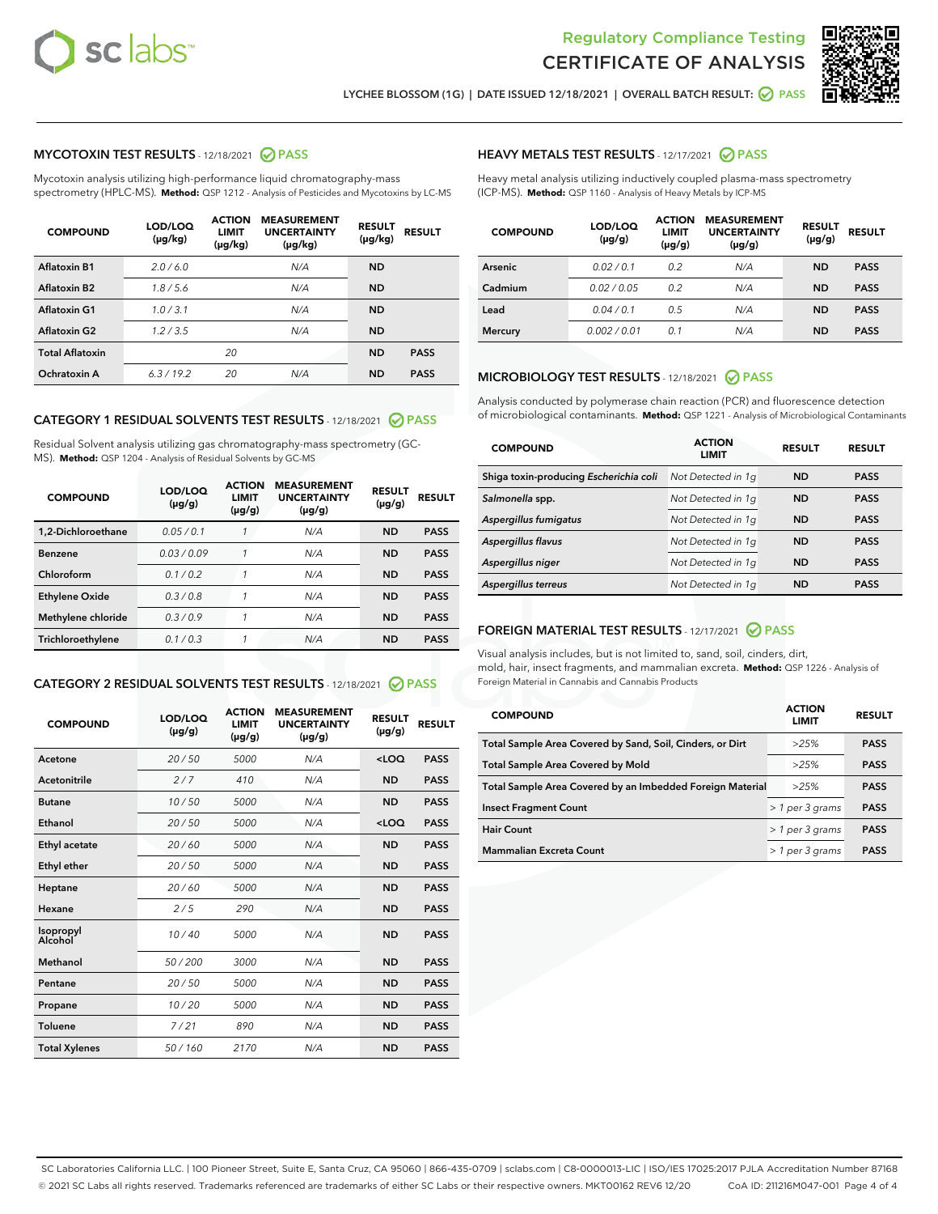# Regulatory Compliance Testing
# CERTIFICATE OF ANALYSIS

LYCHEE BLOSSOM (1G) | DATE ISSUED 12/18/2021 | OVERALL BATCH RESULT: PASS

## MYCOTOXIN TEST RESULTS - 12/18/2021 PASS

Mycotoxin analysis utilizing high-performance liquid chromatography-mass spectrometry (HPLC-MS). **Method:** QSP 1212 - Analysis of Pesticides and Mycotoxins by LC-MS

| COMPOUND | LOD/LOQ (µg/kg) | ACTION LIMIT (µg/kg) | MEASUREMENT UNCERTAINTY (µg/kg) | RESULT (µg/kg) | RESULT |
|---|---|---|---|---|---|
| Aflatoxin B1 | 2.0 / 6.0 | | N/A | ND | |
| Aflatoxin B2 | 1.8 / 5.6 | | N/A | ND | |
| Aflatoxin G1 | 1.0 / 3.1 | | N/A | ND | |
| Aflatoxin G2 | 1.2 / 3.5 | | N/A | ND | |
| Total Aflatoxin | | 20 | | ND | PASS |
| Ochratoxin A | 6.3 / 19.2 | 20 | N/A | ND | PASS |

## CATEGORY 1 RESIDUAL SOLVENTS TEST RESULTS - 12/18/2021 PASS

Residual Solvent analysis utilizing gas chromatography-mass spectrometry (GC-MS). **Method:** QSP 1204 - Analysis of Residual Solvents by GC-MS

| COMPOUND | LOD/LOQ (µg/g) | ACTION LIMIT (µg/g) | MEASUREMENT UNCERTAINTY (µg/g) | RESULT (µg/g) | RESULT |
|---|---|---|---|---|---|
| 1,2-Dichloroethane | 0.05 / 0.1 | 1 | N/A | ND | PASS |
| Benzene | 0.03 / 0.09 | 1 | N/A | ND | PASS |
| Chloroform | 0.1 / 0.2 | 1 | N/A | ND | PASS |
| Ethylene Oxide | 0.3 / 0.8 | 1 | N/A | ND | PASS |
| Methylene chloride | 0.3 / 0.9 | 1 | N/A | ND | PASS |
| Trichloroethylene | 0.1 / 0.3 | 1 | N/A | ND | PASS |

## CATEGORY 2 RESIDUAL SOLVENTS TEST RESULTS - 12/18/2021 PASS

| COMPOUND | LOD/LOQ (µg/g) | ACTION LIMIT (µg/g) | MEASUREMENT UNCERTAINTY (µg/g) | RESULT (µg/g) | RESULT |
|---|---|---|---|---|---|
| Acetone | 20 / 50 | 5000 | N/A | <LOQ | PASS |
| Acetonitrile | 2 / 7 | 410 | N/A | ND | PASS |
| Butane | 10 / 50 | 5000 | N/A | ND | PASS |
| Ethanol | 20 / 50 | 5000 | N/A | <LOQ | PASS |
| Ethyl acetate | 20 / 60 | 5000 | N/A | ND | PASS |
| Ethyl ether | 20 / 50 | 5000 | N/A | ND | PASS |
| Heptane | 20 / 60 | 5000 | N/A | ND | PASS |
| Hexane | 2 / 5 | 290 | N/A | ND | PASS |
| Isopropyl Alcohol | 10 / 40 | 5000 | N/A | ND | PASS |
| Methanol | 50 / 200 | 3000 | N/A | ND | PASS |
| Pentane | 20 / 50 | 5000 | N/A | ND | PASS |
| Propane | 10 / 20 | 5000 | N/A | ND | PASS |
| Toluene | 7 / 21 | 890 | N/A | ND | PASS |
| Total Xylenes | 50 / 160 | 2170 | N/A | ND | PASS |

## HEAVY METALS TEST RESULTS - 12/17/2021 PASS

Heavy metal analysis utilizing inductively coupled plasma-mass spectrometry (ICP-MS). **Method:** QSP 1160 - Analysis of Heavy Metals by ICP-MS

| COMPOUND | LOD/LOQ (µg/g) | ACTION LIMIT (µg/g) | MEASUREMENT UNCERTAINTY (µg/g) | RESULT (µg/g) | RESULT |
|---|---|---|---|---|---|
| Arsenic | 0.02 / 0.1 | 0.2 | N/A | ND | PASS |
| Cadmium | 0.02 / 0.05 | 0.2 | N/A | ND | PASS |
| Lead | 0.04 / 0.1 | 0.5 | N/A | ND | PASS |
| Mercury | 0.002 / 0.01 | 0.1 | N/A | ND | PASS |

## MICROBIOLOGY TEST RESULTS - 12/18/2021 PASS

Analysis conducted by polymerase chain reaction (PCR) and fluorescence detection of microbiological contaminants. **Method:** QSP 1221 - Analysis of Microbiological Contaminants

| COMPOUND | ACTION LIMIT | RESULT | RESULT |
|---|---|---|---|
| Shiga toxin-producing *Escherichia coli* | Not Detected in 1g | ND | PASS |
| *Salmonella* spp. | Not Detected in 1g | ND | PASS |
| *Aspergillus fumigatus* | Not Detected in 1g | ND | PASS |
| *Aspergillus flavus* | Not Detected in 1g | ND | PASS |
| *Aspergillus niger* | Not Detected in 1g | ND | PASS |
| *Aspergillus terreus* | Not Detected in 1g | ND | PASS |

## FOREIGN MATERIAL TEST RESULTS - 12/17/2021 PASS

Visual analysis includes, but is not limited to, sand, soil, cinders, dirt, mold, hair, insect fragments, and mammalian excreta. **Method:** QSP 1226 - Analysis of Foreign Material in Cannabis and Cannabis Products

| COMPOUND | ACTION LIMIT | RESULT |
|---|---|---|
| Total Sample Area Covered by Sand, Soil, Cinders, or Dirt | >25% | PASS |
| Total Sample Area Covered by Mold | >25% | PASS |
| Total Sample Area Covered by an Imbedded Foreign Material | >25% | PASS |
| Insect Fragment Count | > 1 per 3 grams | PASS |
| Hair Count | > 1 per 3 grams | PASS |
| Mammalian Excreta Count | > 1 per 3 grams | PASS |

SC Laboratories California LLC. | 100 Pioneer Street, Suite E, Santa Cruz, CA 95060 | 866-435-0709 | sclabs.com | C8-0000013-LIC | ISO/IES 17025:2017 PJLA Accreditation Number 87168
© 2021 SC Labs all rights reserved. Trademarks referenced are trademarks of either SC Labs or their respective owners. MKT00162 REV6 12/20 CoA ID: 211216M047-001